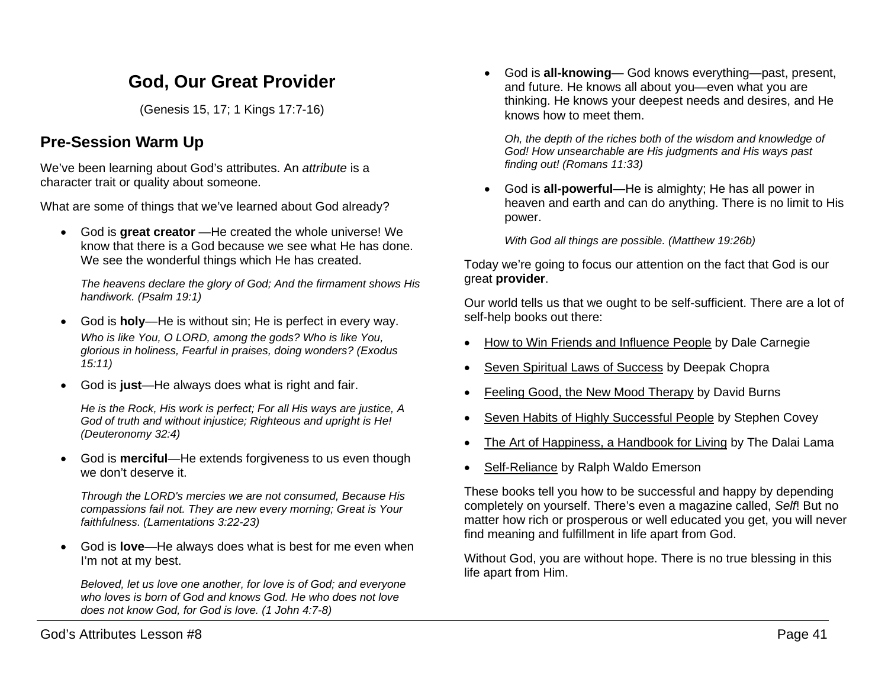# God, Our Great Provider

(Genesis 15, 17; 1 Kings 17:7-16)

## Pre-Session Warm Up

We've been learning about God's attributes. An *attribute* is a character trait or quality about someone.

What are some of things that we've learned about God already?

- God is **great creator** —He created the whole universe! We know that there is a God because we see what He has done. We see the wonderful things which He has created.

  *The heavens declare the glory of God; And the firmament shows His handiwork. (Psalm 19:1)*

- God is **holy**—He is without sin; He is perfect in every way.

  *Who is like You, O LORD, among the gods? Who is like You, glorious in holiness, Fearful in praises, doing wonders? (Exodus 15:11)*

- God is **just**—He always does what is right and fair.

  *He is the Rock, His work is perfect; For all His ways are justice, A God of truth and without injustice; Righteous and upright is He! (Deuteronomy 32:4)*

- God is **merciful**—He extends forgiveness to us even though we don't deserve it.

  *Through the LORD's mercies we are not consumed, Because His compassions fail not. They are new every morning; Great is Your faithfulness. (Lamentations 3:22-23)*

- God is **love**—He always does what is best for me even when I'm not at my best.

  *Beloved, let us love one another, for love is of God; and everyone who loves is born of God and knows God. He who does not love does not know God, for God is love. (1 John 4:7-8)*

- God is **all-knowing**— God knows everything—past, present, and future. He knows all about you—even what you are thinking. He knows your deepest needs and desires, and He knows how to meet them.

  *Oh, the depth of the riches both of the wisdom and knowledge of God! How unsearchable are His judgments and His ways past finding out! (Romans 11:33)*

- God is **all-powerful**—He is almighty; He has all power in heaven and earth and can do anything. There is no limit to His power.

  *With God all things are possible. (Matthew 19:26b)*

Today we're going to focus our attention on the fact that God is our great **provider**.

Our world tells us that we ought to be self-sufficient. There are a lot of self-help books out there:

- How to Win Friends and Influence People by Dale Carnegie
- Seven Spiritual Laws of Success by Deepak Chopra
- Feeling Good, the New Mood Therapy by David Burns
- Seven Habits of Highly Successful People by Stephen Covey
- The Art of Happiness, a Handbook for Living by The Dalai Lama
- Self-Reliance by Ralph Waldo Emerson

These books tell you how to be successful and happy by depending completely on yourself. There's even a magazine called, *Self*! But no matter how rich or prosperous or well educated you get, you will never find meaning and fulfillment in life apart from God.

Without God, you are without hope. There is no true blessing in this life apart from Him.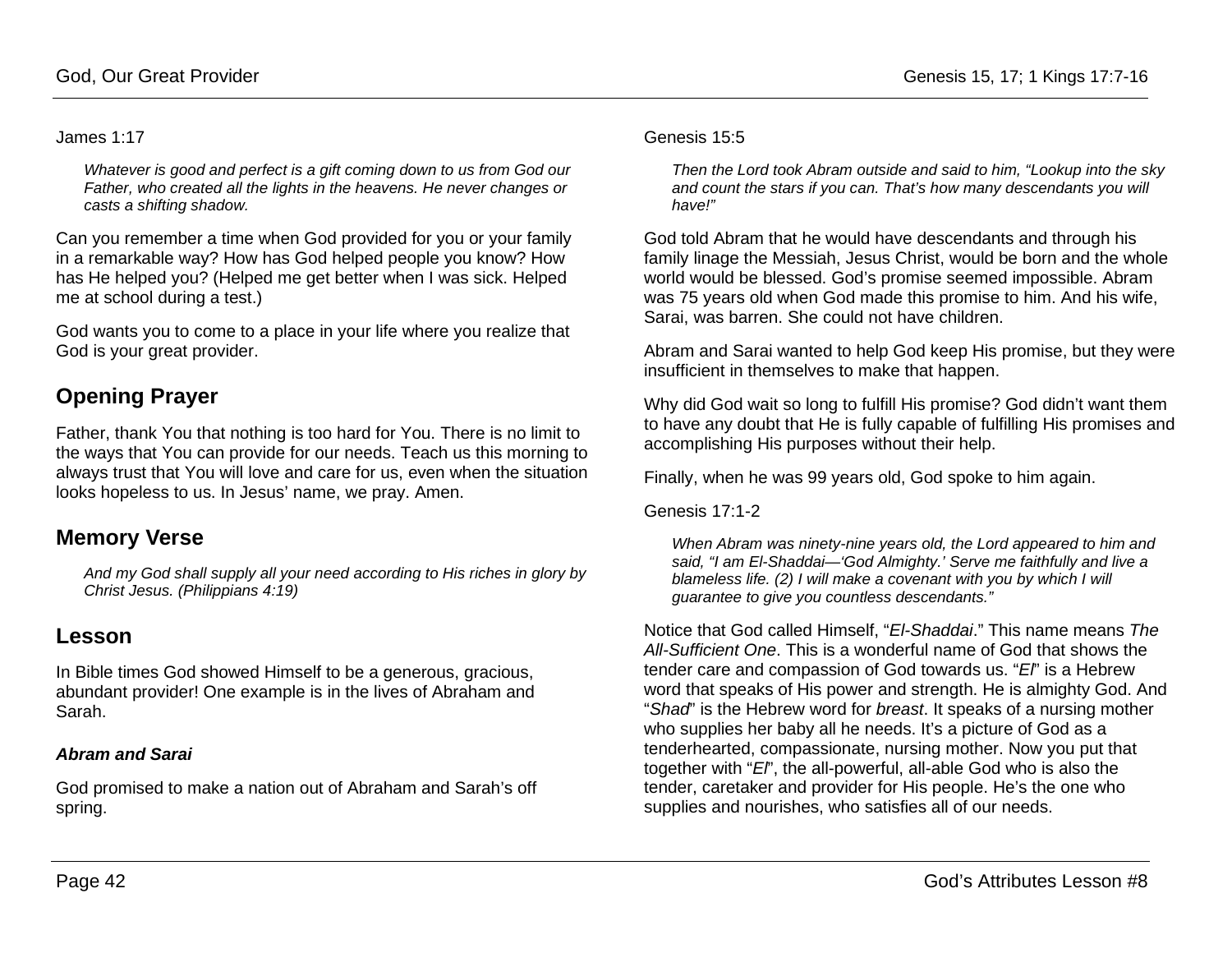James 1:17

> *Whatever is good and perfect is a gift coming down to us from God our Father, who created all the lights in the heavens. He never changes or casts a shifting shadow.*

Can you remember a time when God provided for you or your family in a remarkable way? How has God helped people you know? How has He helped you? (Helped me get better when I was sick. Helped me at school during a test.)

God wants you to come to a place in your life where you realize that God is your great provider.

## Opening Prayer

Father, thank You that nothing is too hard for You. There is no limit to the ways that You can provide for our needs. Teach us this morning to always trust that You will love and care for us, even when the situation looks hopeless to us. In Jesus' name, we pray. Amen.

## Memory Verse

> *And my God shall supply all your need according to His riches in glory by Christ Jesus. (Philippians 4:19)*

## Lesson

In Bible times God showed Himself to be a generous, gracious, abundant provider! One example is in the lives of Abraham and Sarah.

### *Abram and Sarai*

God promised to make a nation out of Abraham and Sarah's off spring.

Genesis 15:5

> *Then the Lord took Abram outside and said to him, "Lookup into the sky and count the stars if you can. That's how many descendants you will have!"*

God told Abram that he would have descendants and through his family linage the Messiah, Jesus Christ, would be born and the whole world would be blessed. God's promise seemed impossible. Abram was 75 years old when God made this promise to him. And his wife, Sarai, was barren. She could not have children.

Abram and Sarai wanted to help God keep His promise, but they were insufficient in themselves to make that happen.

Why did God wait so long to fulfill His promise? God didn't want them to have any doubt that He is fully capable of fulfilling His promises and accomplishing His purposes without their help.

Finally, when he was 99 years old, God spoke to him again.

Genesis 17:1-2

> *When Abram was ninety-nine years old, the Lord appeared to him and said, "I am El-Shaddai—'God Almighty.' Serve me faithfully and live a blameless life. (2) I will make a covenant with you by which I will guarantee to give you countless descendants."*

Notice that God called Himself, "*El-Shaddai*." This name means *The All-Sufficient One*. This is a wonderful name of God that shows the tender care and compassion of God towards us. "*El*" is a Hebrew word that speaks of His power and strength. He is almighty God. And "*Shad*" is the Hebrew word for *breast*. It speaks of a nursing mother who supplies her baby all he needs. It's a picture of God as a tenderhearted, compassionate, nursing mother. Now you put that together with "*El*", the all-powerful, all-able God who is also the tender, caretaker and provider for His people. He's the one who supplies and nourishes, who satisfies all of our needs.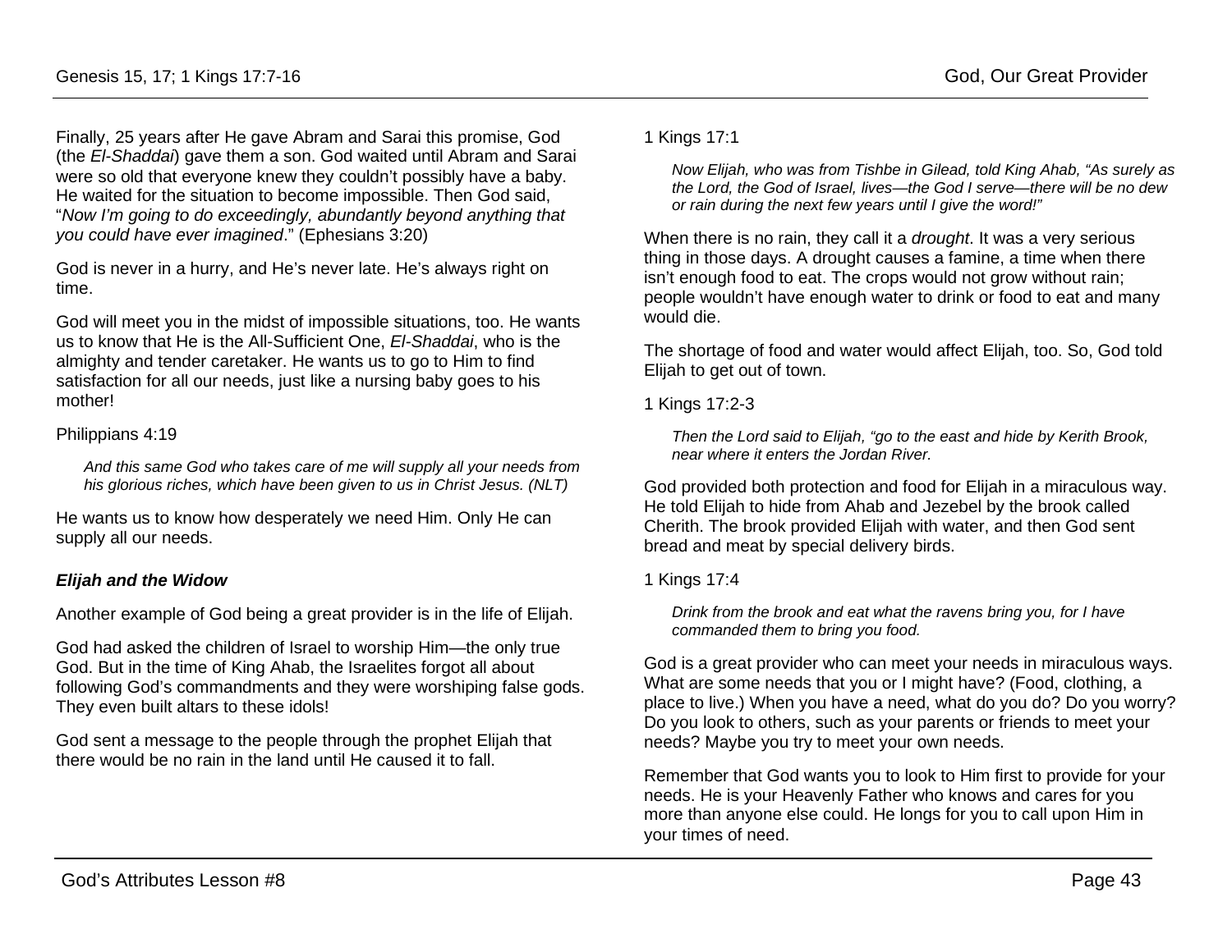Finally, 25 years after He gave Abram and Sarai this promise, God (the *El-Shaddai*) gave them a son. God waited until Abram and Sarai were so old that everyone knew they couldn't possibly have a baby. He waited for the situation to become impossible. Then God said, "*Now I'm going to do exceedingly, abundantly beyond anything that you could have ever imagined*." (Ephesians 3:20)

God is never in a hurry, and He's never late. He's always right on time.

God will meet you in the midst of impossible situations, too. He wants us to know that He is the All-Sufficient One, *El-Shaddai*, who is the almighty and tender caretaker. He wants us to go to Him to find satisfaction for all our needs, just like a nursing baby goes to his mother!

Philippians 4:19

> *And this same God who takes care of me will supply all your needs from his glorious riches, which have been given to us in Christ Jesus. (NLT)*

He wants us to know how desperately we need Him. Only He can supply all our needs.

### *Elijah and the Widow*

Another example of God being a great provider is in the life of Elijah.

God had asked the children of Israel to worship Him—the only true God. But in the time of King Ahab, the Israelites forgot all about following God's commandments and they were worshiping false gods. They even built altars to these idols!

God sent a message to the people through the prophet Elijah that there would be no rain in the land until He caused it to fall.

1 Kings 17:1

> *Now Elijah, who was from Tishbe in Gilead, told King Ahab, "As surely as the Lord, the God of Israel, lives—the God I serve—there will be no dew or rain during the next few years until I give the word!"*

When there is no rain, they call it a *drought*. It was a very serious thing in those days. A drought causes a famine, a time when there isn't enough food to eat. The crops would not grow without rain; people wouldn't have enough water to drink or food to eat and many would die.

The shortage of food and water would affect Elijah, too. So, God told Elijah to get out of town.

1 Kings 17:2-3

> *Then the Lord said to Elijah, "go to the east and hide by Kerith Brook, near where it enters the Jordan River.*

God provided both protection and food for Elijah in a miraculous way. He told Elijah to hide from Ahab and Jezebel by the brook called Cherith. The brook provided Elijah with water, and then God sent bread and meat by special delivery birds.

1 Kings 17:4

> *Drink from the brook and eat what the ravens bring you, for I have commanded them to bring you food.*

God is a great provider who can meet your needs in miraculous ways. What are some needs that you or I might have? (Food, clothing, a place to live.) When you have a need, what do you do? Do you worry? Do you look to others, such as your parents or friends to meet your needs? Maybe you try to meet your own needs.

Remember that God wants you to look to Him first to provide for your needs. He is your Heavenly Father who knows and cares for you more than anyone else could. He longs for you to call upon Him in your times of need.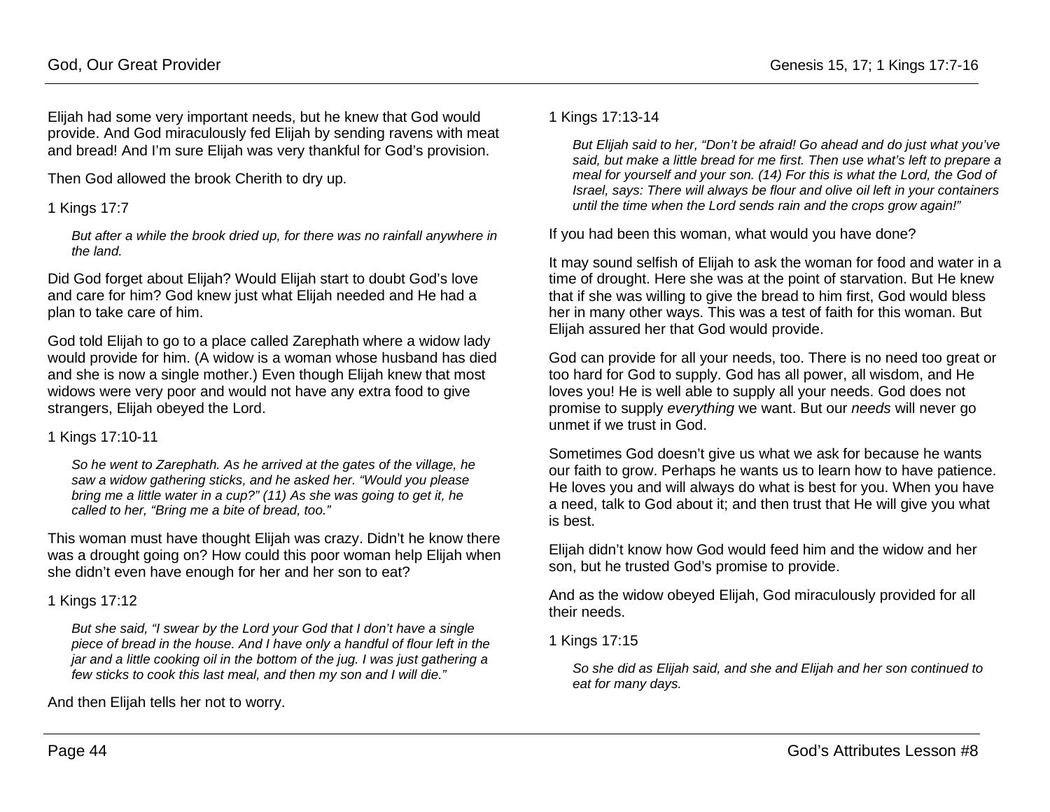Elijah had some very important needs, but he knew that God would provide. And God miraculously fed Elijah by sending ravens with meat and bread! And I'm sure Elijah was very thankful for God's provision.

Then God allowed the brook Cherith to dry up.

1 Kings 17:7

> *But after a while the brook dried up, for there was no rainfall anywhere in the land.*

Did God forget about Elijah? Would Elijah start to doubt God's love and care for him? God knew just what Elijah needed and He had a plan to take care of him.

God told Elijah to go to a place called Zarephath where a widow lady would provide for him. (A widow is a woman whose husband has died and she is now a single mother.) Even though Elijah knew that most widows were very poor and would not have any extra food to give strangers, Elijah obeyed the Lord.

1 Kings 17:10-11

> *So he went to Zarephath. As he arrived at the gates of the village, he saw a widow gathering sticks, and he asked her. "Would you please bring me a little water in a cup?" (11) As she was going to get it, he called to her, "Bring me a bite of bread, too."*

This woman must have thought Elijah was crazy. Didn't he know there was a drought going on? How could this poor woman help Elijah when she didn't even have enough for her and her son to eat?

1 Kings 17:12

> *But she said, "I swear by the Lord your God that I don't have a single piece of bread in the house. And I have only a handful of flour left in the jar and a little cooking oil in the bottom of the jug. I was just gathering a few sticks to cook this last meal, and then my son and I will die."*

And then Elijah tells her not to worry.

1 Kings 17:13-14

> *But Elijah said to her, "Don't be afraid! Go ahead and do just what you've said, but make a little bread for me first. Then use what's left to prepare a meal for yourself and your son. (14) For this is what the Lord, the God of Israel, says: There will always be flour and olive oil left in your containers until the time when the Lord sends rain and the crops grow again!"*

If you had been this woman, what would you have done?

It may sound selfish of Elijah to ask the woman for food and water in a time of drought. Here she was at the point of starvation. But He knew that if she was willing to give the bread to him first, God would bless her in many other ways. This was a test of faith for this woman. But Elijah assured her that God would provide.

God can provide for all your needs, too. There is no need too great or too hard for God to supply. God has all power, all wisdom, and He loves you! He is well able to supply all your needs. God does not promise to supply *everything* we want. But our *needs* will never go unmet if we trust in God.

Sometimes God doesn't give us what we ask for because he wants our faith to grow. Perhaps he wants us to learn how to have patience. He loves you and will always do what is best for you. When you have a need, talk to God about it; and then trust that He will give you what is best.

Elijah didn't know how God would feed him and the widow and her son, but he trusted God's promise to provide.

And as the widow obeyed Elijah, God miraculously provided for all their needs.

1 Kings 17:15

> *So she did as Elijah said, and she and Elijah and her son continued to eat for many days.*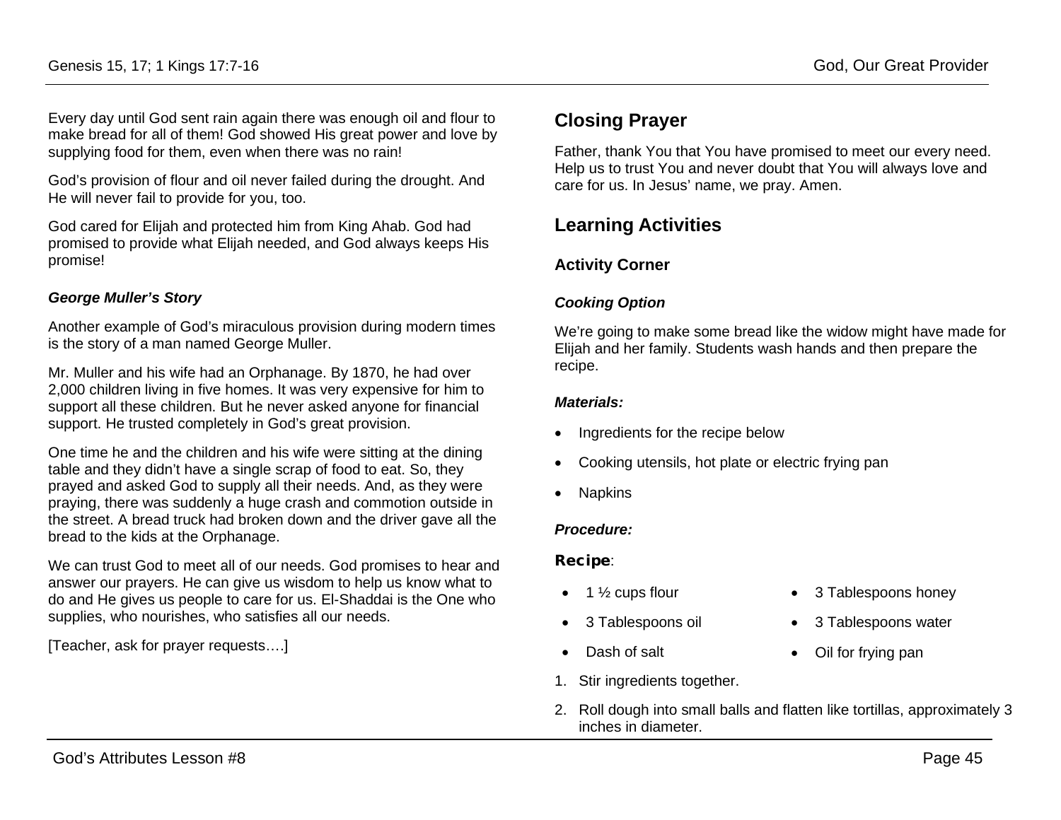Every day until God sent rain again there was enough oil and flour to make bread for all of them! God showed His great power and love by supplying food for them, even when there was no rain!

God's provision of flour and oil never failed during the drought. And He will never fail to provide for you, too.

God cared for Elijah and protected him from King Ahab. God had promised to provide what Elijah needed, and God always keeps His promise!

***George Muller's Story***

Another example of God's miraculous provision during modern times is the story of a man named George Muller.

Mr. Muller and his wife had an Orphanage. By 1870, he had over 2,000 children living in five homes. It was very expensive for him to support all these children. But he never asked anyone for financial support. He trusted completely in God's great provision.

One time he and the children and his wife were sitting at the dining table and they didn't have a single scrap of food to eat. So, they prayed and asked God to supply all their needs. And, as they were praying, there was suddenly a huge crash and commotion outside in the street. A bread truck had broken down and the driver gave all the bread to the kids at the Orphanage.

We can trust God to meet all of our needs. God promises to hear and answer our prayers. He can give us wisdom to help us know what to do and He gives us people to care for us. El-Shaddai is the One who supplies, who nourishes, who satisfies all our needs.

[Teacher, ask for prayer requests….]

## Closing Prayer

Father, thank You that You have promised to meet our every need. Help us to trust You and never doubt that You will always love and care for us. In Jesus' name, we pray. Amen.

## Learning Activities

### Activity Corner

***Cooking Option***

We're going to make some bread like the widow might have made for Elijah and her family. Students wash hands and then prepare the recipe.

***Materials:***

- Ingredients for the recipe below
- Cooking utensils, hot plate or electric frying pan
- Napkins

***Procedure:***

**Recipe**:

- 1 ½ cups flour
- 3 Tablespoons oil
- Dash of salt
- 3 Tablespoons honey
- 3 Tablespoons water
- Oil for frying pan

1. Stir ingredients together.
2. Roll dough into small balls and flatten like tortillas, approximately 3 inches in diameter.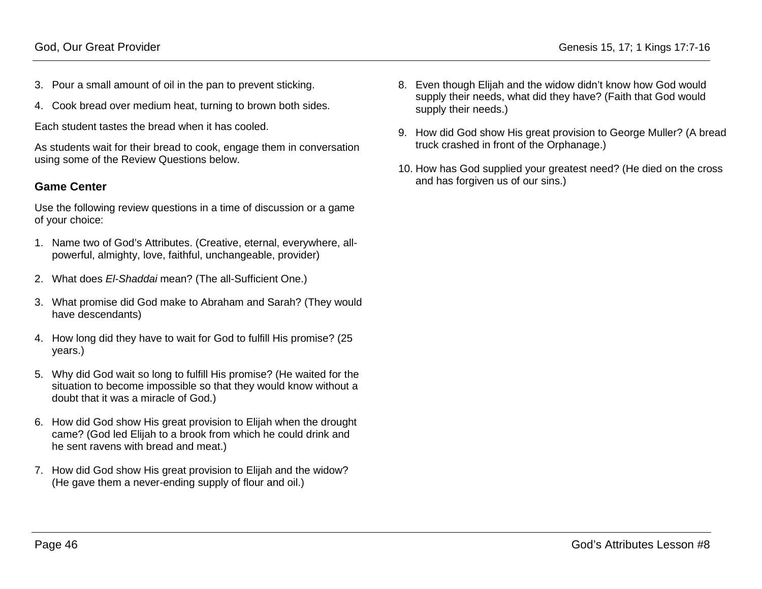3. Pour a small amount of oil in the pan to prevent sticking.
4. Cook bread over medium heat, turning to brown both sides.

Each student tastes the bread when it has cooled.

As students wait for their bread to cook, engage them in conversation using some of the Review Questions below.

### Game Center

Use the following review questions in a time of discussion or a game of your choice:

1. Name two of God's Attributes. (Creative, eternal, everywhere, all-powerful, almighty, love, faithful, unchangeable, provider)
2. What does *El-Shaddai* mean? (The all-Sufficient One.)
3. What promise did God make to Abraham and Sarah? (They would have descendants)
4. How long did they have to wait for God to fulfill His promise? (25 years.)
5. Why did God wait so long to fulfill His promise? (He waited for the situation to become impossible so that they would know without a doubt that it was a miracle of God.)
6. How did God show His great provision to Elijah when the drought came? (God led Elijah to a brook from which he could drink and he sent ravens with bread and meat.)
7. How did God show His great provision to Elijah and the widow? (He gave them a never-ending supply of flour and oil.)
8. Even though Elijah and the widow didn't know how God would supply their needs, what did they have? (Faith that God would supply their needs.)
9. How did God show His great provision to George Muller? (A bread truck crashed in front of the Orphanage.)
10. How has God supplied your greatest need? (He died on the cross and has forgiven us of our sins.)